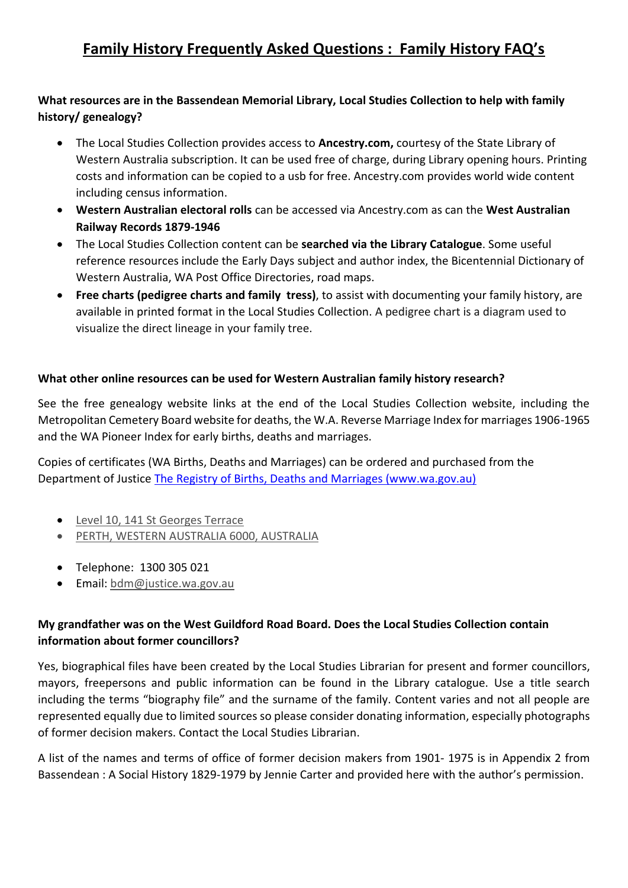# Family History Frequently Asked Questions : Family History FAQ's

**What resources are in the Bassendean Memorial Library, Local Studies Collection to help with family history/ genealogy?**

- The Local Studies Collection provides access to **Ancestry.com,** courtesy of the State Library of Western Australia subscription. It can be used free of charge, during Library opening hours. Printing costs and information can be copied to a usb for free. Ancestry.com provides world wide content including census information.
- **Western Australian electoral rolls** can be accessed via Ancestry.com as can the **West Australian Railway Records 1879-1946**
- The Local Studies Collection content can be **searched via the Library Catalogue**. Some useful reference resources include the Early Days subject and author index, the Bicentennial Dictionary of Western Australia, WA Post Office Directories, road maps.
- **Free charts (pedigree charts and family tress)**, to assist with documenting your family history, are available in printed format in the Local Studies Collection. A pedigree chart is a diagram used to visualize the direct lineage in your family tree.

**What other online resources can be used for Western Australian family history research?**

See the free genealogy website links at the end of the Local Studies Collection website, including the Metropolitan Cemetery Board website for deaths, the W.A. Reverse Marriage Index for marriages 1906-1965 and the WA Pioneer Index for early births, deaths and marriages.

Copies of certificates (WA Births, Deaths and Marriages) can be ordered and purchased from the Department of Justice The Registry of Births, Deaths and Marriages (www.wa.gov.au)

- Level 10, 141 St Georges Terrace
- PERTH, WESTERN AUSTRALIA 6000, AUSTRALIA

- Telephone: 1300 305 021
- Email: bdm@justice.wa.gov.au

**My grandfather was on the West Guildford Road Board. Does the Local Studies Collection contain information about former councillors?**

Yes, biographical files have been created by the Local Studies Librarian for present and former councillors, mayors, freepersons and public information can be found in the Library catalogue. Use a title search including the terms "biography file" and the surname of the family. Content varies and not all people are represented equally due to limited sources so please consider donating information, especially photographs of former decision makers. Contact the Local Studies Librarian.

A list of the names and terms of office of former decision makers from 1901- 1975 is in Appendix 2 from Bassendean : A Social History 1829-1979 by Jennie Carter and provided here with the author's permission.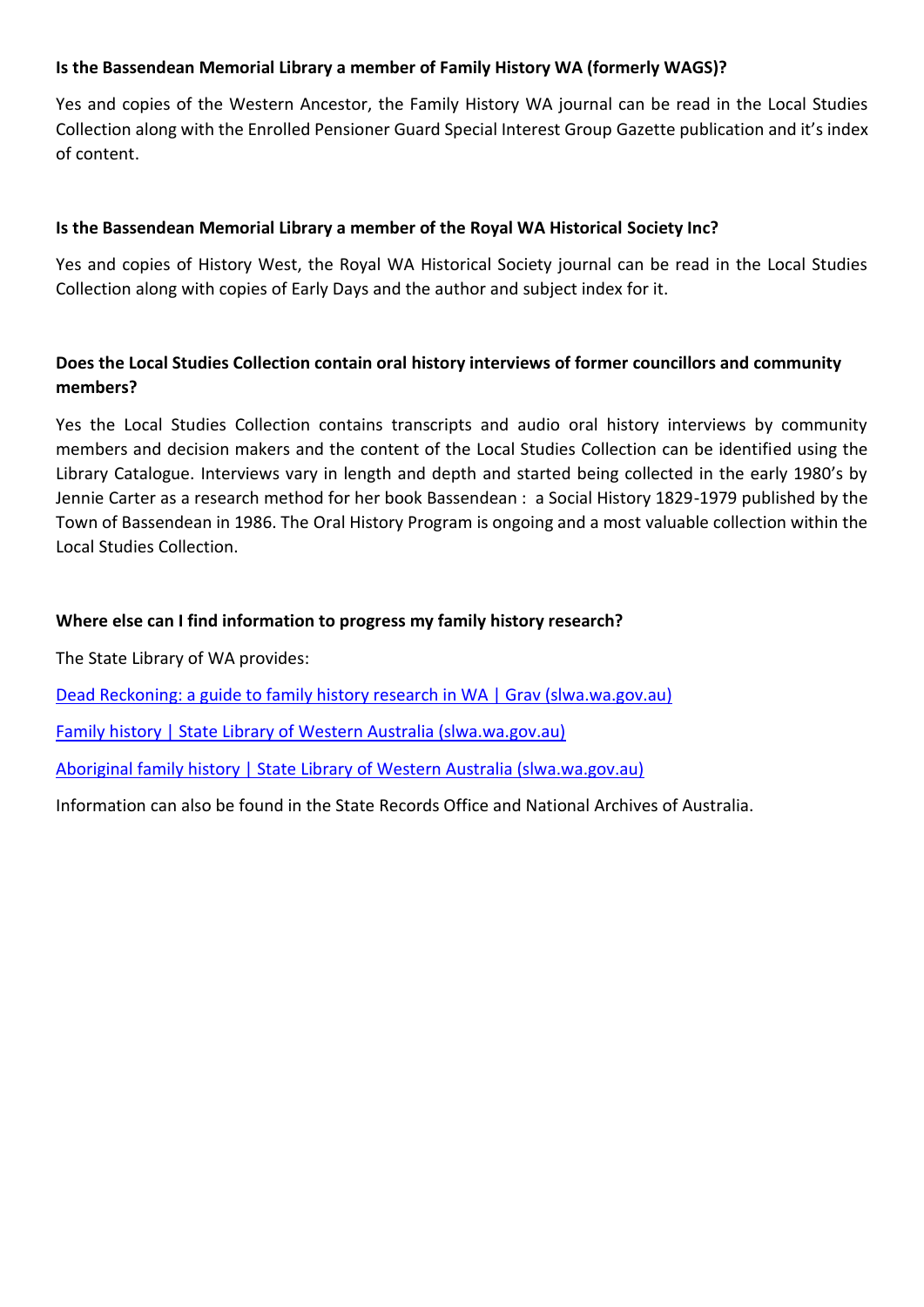**Is the Bassendean Memorial Library a member of Family History WA (formerly WAGS)?**

Yes and copies of the Western Ancestor, the Family History WA journal can be read in the Local Studies Collection along with the Enrolled Pensioner Guard Special Interest Group Gazette publication and it's index of content.

**Is the Bassendean Memorial Library a member of the Royal WA Historical Society Inc?**

Yes and copies of History West, the Royal WA Historical Society journal can be read in the Local Studies Collection along with copies of Early Days and the author and subject index for it.

**Does the Local Studies Collection contain oral history interviews of former councillors and community members?**

Yes the Local Studies Collection contains transcripts and audio oral history interviews by community members and decision makers and the content of the Local Studies Collection can be identified using the Library Catalogue. Interviews vary in length and depth and started being collected in the early 1980's by Jennie Carter as a research method for her book Bassendean : a Social History 1829-1979 published by the Town of Bassendean in 1986. The Oral History Program is ongoing and a most valuable collection within the Local Studies Collection.

**Where else can I find information to progress my family history research?**

The State Library of WA provides:

Dead Reckoning: a guide to family history research in WA | Grav (slwa.wa.gov.au)

Family history | State Library of Western Australia (slwa.wa.gov.au)

Aboriginal family history | State Library of Western Australia (slwa.wa.gov.au)

Information can also be found in the State Records Office and National Archives of Australia.